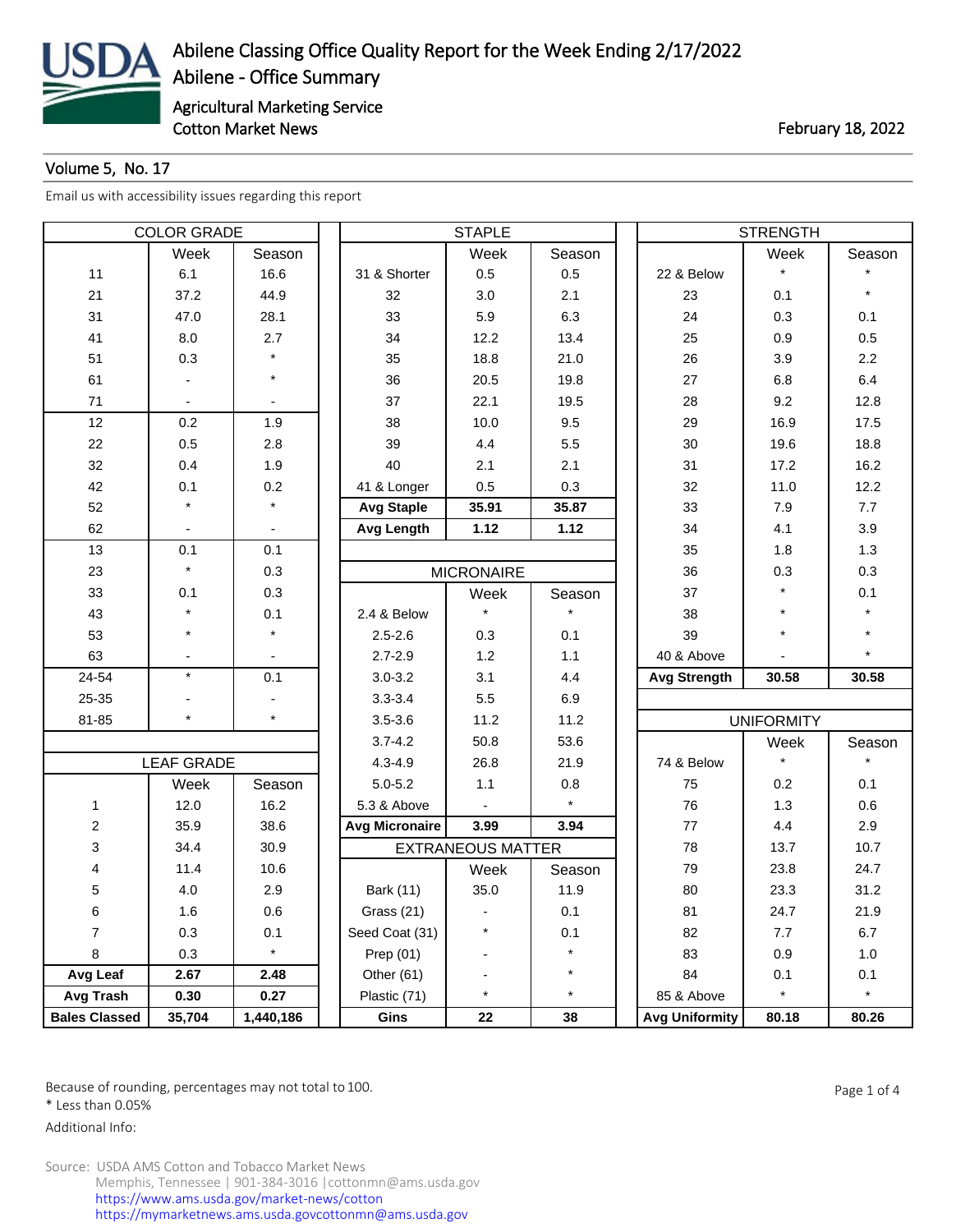# Abilene Classing Office Quality Report for the Week Ending 2/17/2022

## Abilene - Office Summary

Agricultural Marketing Service
Cotton Market News

February 18, 2022

Volume 5, No. 17

Email us with accessibility issues regarding this report

| COLOR GRADE | | |
|---|---|---|
| | Week | Season |
| 11 | 6.1 | 16.6 |
| 21 | 37.2 | 44.9 |
| 31 | 47.0 | 28.1 |
| 41 | 8.0 | 2.7 |
| 51 | 0.3 | * |
| 61 | - | * |
| 71 | - | - |
| 12 | 0.2 | 1.9 |
| 22 | 0.5 | 2.8 |
| 32 | 0.4 | 1.9 |
| 42 | 0.1 | 0.2 |
| 52 | * | * |
| 62 | - | - |
| 13 | 0.1 | 0.1 |
| 23 | * | 0.3 |
| 33 | 0.1 | 0.3 |
| 43 | * | 0.1 |
| 53 | * | * |
| 63 | - | - |
| 24-54 | * | 0.1 |
| 25-35 | - | - |
| 81-85 | * | * |

| LEAF GRADE | | |
|---|---|---|
| | Week | Season |
| 1 | 12.0 | 16.2 |
| 2 | 35.9 | 38.6 |
| 3 | 34.4 | 30.9 |
| 4 | 11.4 | 10.6 |
| 5 | 4.0 | 2.9 |
| 6 | 1.6 | 0.6 |
| 7 | 0.3 | 0.1 |
| 8 | 0.3 | * |
| **Avg Leaf** | **2.67** | **2.48** |
| **Avg Trash** | **0.30** | **0.27** |
| **Bales Classed** | **35,704** | **1,440,186** |

| STAPLE | | |
|---|---|---|
| | Week | Season |
| 31 & Shorter | 0.5 | 0.5 |
| 32 | 3.0 | 2.1 |
| 33 | 5.9 | 6.3 |
| 34 | 12.2 | 13.4 |
| 35 | 18.8 | 21.0 |
| 36 | 20.5 | 19.8 |
| 37 | 22.1 | 19.5 |
| 38 | 10.0 | 9.5 |
| 39 | 4.4 | 5.5 |
| 40 | 2.1 | 2.1 |
| 41 & Longer | 0.5 | 0.3 |
| **Avg Staple** | **35.91** | **35.87** |
| **Avg Length** | **1.12** | **1.12** |

| MICRONAIRE | | |
|---|---|---|
| | Week | Season |
| 2.4 & Below | * | * |
| 2.5-2.6 | 0.3 | 0.1 |
| 2.7-2.9 | 1.2 | 1.1 |
| 3.0-3.2 | 3.1 | 4.4 |
| 3.3-3.4 | 5.5 | 6.9 |
| 3.5-3.6 | 11.2 | 11.2 |
| 3.7-4.2 | 50.8 | 53.6 |
| 4.3-4.9 | 26.8 | 21.9 |
| 5.0-5.2 | 1.1 | 0.8 |
| 5.3 & Above | - | * |
| **Avg Micronaire** | **3.99** | **3.94** |

| EXTRANEOUS MATTER | | |
|---|---|---|
| | Week | Season |
| Bark (11) | 35.0 | 11.9 |
| Grass (21) | - | 0.1 |
| Seed Coat (31) | * | 0.1 |
| Prep (01) | - | * |
| Other (61) | - | * |
| Plastic (71) | * | * |
| **Gins** | **22** | **38** |

| STRENGTH | | |
|---|---|---|
| | Week | Season |
| 22 & Below | * | * |
| 23 | 0.1 | * |
| 24 | 0.3 | 0.1 |
| 25 | 0.9 | 0.5 |
| 26 | 3.9 | 2.2 |
| 27 | 6.8 | 6.4 |
| 28 | 9.2 | 12.8 |
| 29 | 16.9 | 17.5 |
| 30 | 19.6 | 18.8 |
| 31 | 17.2 | 16.2 |
| 32 | 11.0 | 12.2 |
| 33 | 7.9 | 7.7 |
| 34 | 4.1 | 3.9 |
| 35 | 1.8 | 1.3 |
| 36 | 0.3 | 0.3 |
| 37 | * | 0.1 |
| 38 | * | * |
| 39 | * | * |
| 40 & Above | - | * |
| **Avg Strength** | **30.58** | **30.58** |

| UNIFORMITY | | |
|---|---|---|
| | Week | Season |
| 74 & Below | * | * |
| 75 | 0.2 | 0.1 |
| 76 | 1.3 | 0.6 |
| 77 | 4.4 | 2.9 |
| 78 | 13.7 | 10.7 |
| 79 | 23.8 | 24.7 |
| 80 | 23.3 | 31.2 |
| 81 | 24.7 | 21.9 |
| 82 | 7.7 | 6.7 |
| 83 | 0.9 | 1.0 |
| 84 | 0.1 | 0.1 |
| 85 & Above | * | * |
| **Avg Uniformity** | **80.18** | **80.26** |

Because of rounding, percentages may not total to 100.
* Less than 0.05%

Additional Info:

Source: USDA AMS Cotton and Tobacco Market News
Memphis, Tennessee | 901-384-3016 | cottonmn@ams.usda.gov
https://www.ams.usda.gov/market-news/cotton
https://mymarketnews.ams.usda.govcottonmn@ams.usda.gov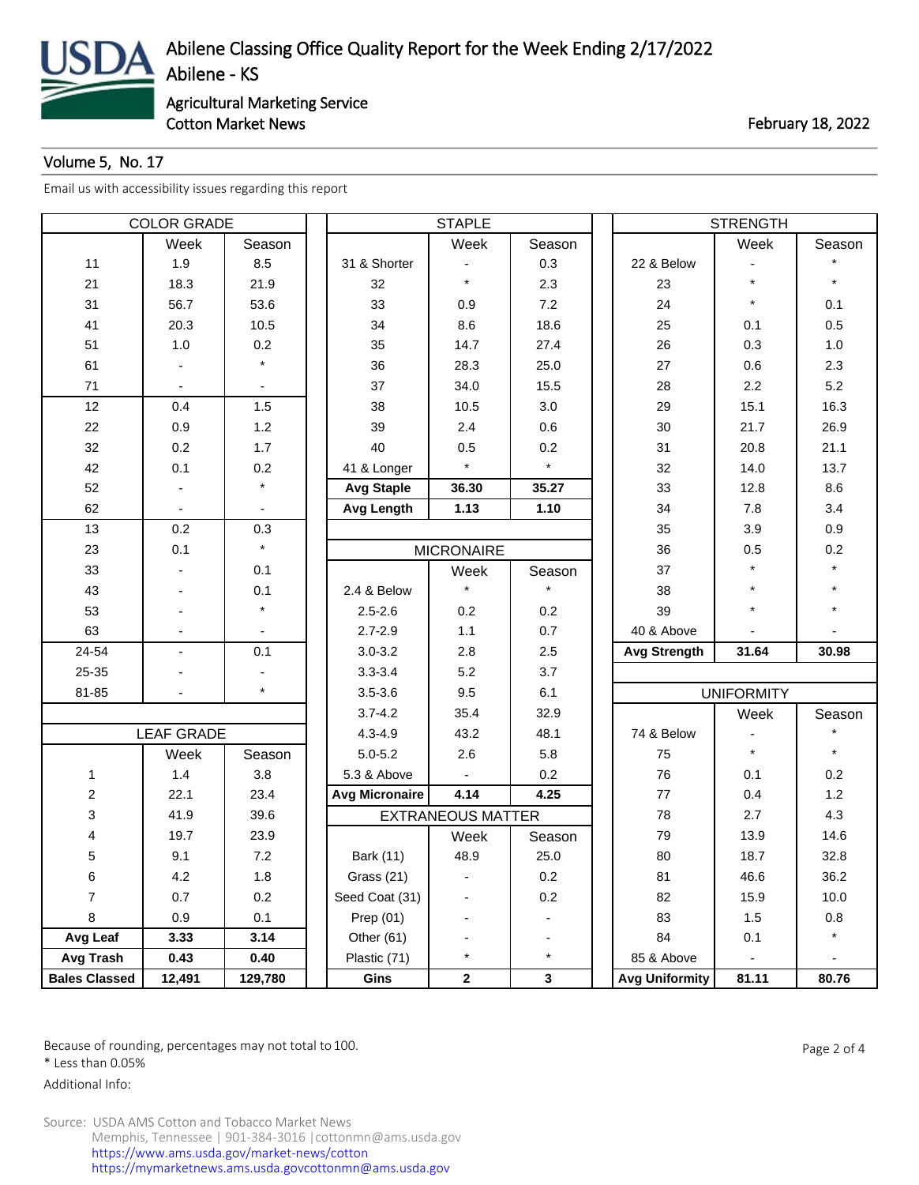# Abilene Classing Office Quality Report for the Week Ending 2/17/2022

Abilene - KS

Agricultural Marketing Service

Cotton Market News

February 18, 2022

Volume 5, No. 17

Email us with accessibility issues regarding this report

| COLOR GRADE | | |
|---|---|---|
| | Week | Season |
| 11 | 1.9 | 8.5 |
| 21 | 18.3 | 21.9 |
| 31 | 56.7 | 53.6 |
| 41 | 20.3 | 10.5 |
| 51 | 1.0 | 0.2 |
| 61 | - | * |
| 71 | - | - |
| 12 | 0.4 | 1.5 |
| 22 | 0.9 | 1.2 |
| 32 | 0.2 | 1.7 |
| 42 | 0.1 | 0.2 |
| 52 | - | * |
| 62 | - | - |
| 13 | 0.2 | 0.3 |
| 23 | 0.1 | * |
| 33 | - | 0.1 |
| 43 | - | 0.1 |
| 53 | - | * |
| 63 | - | - |
| 24-54 | - | 0.1 |
| 25-35 | - | - |
| 81-85 | - | * |

| LEAF GRADE | | |
|---|---|---|
| | Week | Season |
| 1 | 1.4 | 3.8 |
| 2 | 22.1 | 23.4 |
| 3 | 41.9 | 39.6 |
| 4 | 19.7 | 23.9 |
| 5 | 9.1 | 7.2 |
| 6 | 4.2 | 1.8 |
| 7 | 0.7 | 0.2 |
| 8 | 0.9 | 0.1 |
| **Avg Leaf** | **3.33** | **3.14** |
| **Avg Trash** | **0.43** | **0.40** |
| **Bales Classed** | **12,491** | **129,780** |

| STAPLE | | |
|---|---|---|
| | Week | Season |
| 31 & Shorter | - | 0.3 |
| 32 | * | 2.3 |
| 33 | 0.9 | 7.2 |
| 34 | 8.6 | 18.6 |
| 35 | 14.7 | 27.4 |
| 36 | 28.3 | 25.0 |
| 37 | 34.0 | 15.5 |
| 38 | 10.5 | 3.0 |
| 39 | 2.4 | 0.6 |
| 40 | 0.5 | 0.2 |
| 41 & Longer | * | * |
| **Avg Staple** | **36.30** | **35.27** |
| **Avg Length** | **1.13** | **1.10** |

| MICRONAIRE | | |
|---|---|---|
| | Week | Season |
| 2.4 & Below | * | * |
| 2.5-2.6 | 0.2 | 0.2 |
| 2.7-2.9 | 1.1 | 0.7 |
| 3.0-3.2 | 2.8 | 2.5 |
| 3.3-3.4 | 5.2 | 3.7 |
| 3.5-3.6 | 9.5 | 6.1 |
| 3.7-4.2 | 35.4 | 32.9 |
| 4.3-4.9 | 43.2 | 48.1 |
| 5.0-5.2 | 2.6 | 5.8 |
| 5.3 & Above | - | 0.2 |
| **Avg Micronaire** | **4.14** | **4.25** |

| EXTRANEOUS MATTER | | |
|---|---|---|
| | Week | Season |
| Bark (11) | 48.9 | 25.0 |
| Grass (21) | - | 0.2 |
| Seed Coat (31) | - | 0.2 |
| Prep (01) | - | - |
| Other (61) | - | - |
| Plastic (71) | * | * |
| **Gins** | **2** | **3** |

| STRENGTH | | |
|---|---|---|
| | Week | Season |
| 22 & Below | - | * |
| 23 | * | * |
| 24 | * | 0.1 |
| 25 | 0.1 | 0.5 |
| 26 | 0.3 | 1.0 |
| 27 | 0.6 | 2.3 |
| 28 | 2.2 | 5.2 |
| 29 | 15.1 | 16.3 |
| 30 | 21.7 | 26.9 |
| 31 | 20.8 | 21.1 |
| 32 | 14.0 | 13.7 |
| 33 | 12.8 | 8.6 |
| 34 | 7.8 | 3.4 |
| 35 | 3.9 | 0.9 |
| 36 | 0.5 | 0.2 |
| 37 | * | * |
| 38 | * | * |
| 39 | * | * |
| 40 & Above | - | - |
| **Avg Strength** | **31.64** | **30.98** |

| UNIFORMITY | | |
|---|---|---|
| | Week | Season |
| 74 & Below | - | * |
| 75 | * | * |
| 76 | 0.1 | 0.2 |
| 77 | 0.4 | 1.2 |
| 78 | 2.7 | 4.3 |
| 79 | 13.9 | 14.6 |
| 80 | 18.7 | 32.8 |
| 81 | 46.6 | 36.2 |
| 82 | 15.9 | 10.0 |
| 83 | 1.5 | 0.8 |
| 84 | 0.1 | * |
| 85 & Above | - | - |
| **Avg Uniformity** | **81.11** | **80.76** |

Because of rounding, percentages may not total to 100.

* Less than 0.05%

Additional Info:

Source: USDA AMS Cotton and Tobacco Market News
Memphis, Tennessee | 901-384-3016 | cottonmn@ams.usda.gov
https://www.ams.usda.gov/market-news/cotton
https://mymarketnews.ams.usda.govcottonmn@ams.usda.gov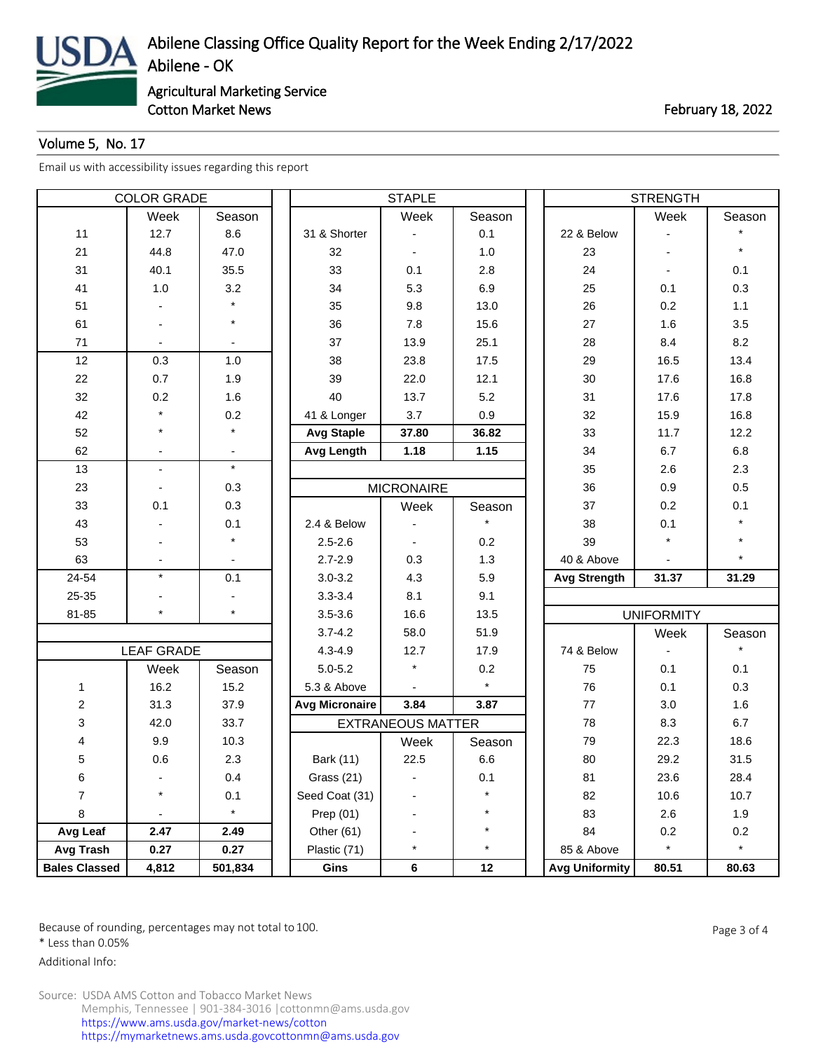# Abilene Classing Office Quality Report for the Week Ending 2/17/2022

## Abilene - OK

Agricultural Marketing Service
Cotton Market News

February 18, 2022

Volume 5, No. 17

Email us with accessibility issues regarding this report

| COLOR GRADE | | |
|---|---|---|
| | Week | Season |
| 11 | 12.7 | 8.6 |
| 21 | 44.8 | 47.0 |
| 31 | 40.1 | 35.5 |
| 41 | 1.0 | 3.2 |
| 51 | - | * |
| 61 | - | * |
| 71 | - | - |
| 12 | 0.3 | 1.0 |
| 22 | 0.7 | 1.9 |
| 32 | 0.2 | 1.6 |
| 42 | * | 0.2 |
| 52 | * | * |
| 62 | - | - |
| 13 | - | * |
| 23 | - | 0.3 |
| 33 | 0.1 | 0.3 |
| 43 | - | 0.1 |
| 53 | - | * |
| 63 | - | - |
| 24-54 | * | 0.1 |
| 25-35 | - | - |
| 81-85 | * | * |

| LEAF GRADE | | |
|---|---|---|
| | Week | Season |
| 1 | 16.2 | 15.2 |
| 2 | 31.3 | 37.9 |
| 3 | 42.0 | 33.7 |
| 4 | 9.9 | 10.3 |
| 5 | 0.6 | 2.3 |
| 6 | - | 0.4 |
| 7 | * | 0.1 |
| 8 | - | * |
| **Avg Leaf** | **2.47** | **2.49** |
| **Avg Trash** | **0.27** | **0.27** |
| **Bales Classed** | **4,812** | **501,834** |

| STAPLE | | |
|---|---|---|
| | Week | Season |
| 31 & Shorter | - | 0.1 |
| 32 | - | 1.0 |
| 33 | 0.1 | 2.8 |
| 34 | 5.3 | 6.9 |
| 35 | 9.8 | 13.0 |
| 36 | 7.8 | 15.6 |
| 37 | 13.9 | 25.1 |
| 38 | 23.8 | 17.5 |
| 39 | 22.0 | 12.1 |
| 40 | 13.7 | 5.2 |
| 41 & Longer | 3.7 | 0.9 |
| **Avg Staple** | **37.80** | **36.82** |
| **Avg Length** | **1.18** | **1.15** |

| MICRONAIRE | | |
|---|---|---|
| | Week | Season |
| 2.4 & Below | - | * |
| 2.5-2.6 | - | 0.2 |
| 2.7-2.9 | 0.3 | 1.3 |
| 3.0-3.2 | 4.3 | 5.9 |
| 3.3-3.4 | 8.1 | 9.1 |
| 3.5-3.6 | 16.6 | 13.5 |
| 3.7-4.2 | 58.0 | 51.9 |
| 4.3-4.9 | 12.7 | 17.9 |
| 5.0-5.2 | * | 0.2 |
| 5.3 & Above | - | * |
| **Avg Micronaire** | **3.84** | **3.87** |

| EXTRANEOUS MATTER | | |
|---|---|---|
| | Week | Season |
| Bark (11) | 22.5 | 6.6 |
| Grass (21) | - | 0.1 |
| Seed Coat (31) | - | * |
| Prep (01) | - | * |
| Other (61) | - | * |
| Plastic (71) | * | * |
| **Gins** | **6** | **12** |

| STRENGTH | | |
|---|---|---|
| | Week | Season |
| 22 & Below | - | * |
| 23 | - | * |
| 24 | - | 0.1 |
| 25 | 0.1 | 0.3 |
| 26 | 0.2 | 1.1 |
| 27 | 1.6 | 3.5 |
| 28 | 8.4 | 8.2 |
| 29 | 16.5 | 13.4 |
| 30 | 17.6 | 16.8 |
| 31 | 17.6 | 17.8 |
| 32 | 15.9 | 16.8 |
| 33 | 11.7 | 12.2 |
| 34 | 6.7 | 6.8 |
| 35 | 2.6 | 2.3 |
| 36 | 0.9 | 0.5 |
| 37 | 0.2 | 0.1 |
| 38 | 0.1 | * |
| 39 | * | * |
| 40 & Above | - | * |
| **Avg Strength** | **31.37** | **31.29** |

| UNIFORMITY | | |
|---|---|---|
| | Week | Season |
| 74 & Below | - | * |
| 75 | 0.1 | 0.1 |
| 76 | 0.1 | 0.3 |
| 77 | 3.0 | 1.6 |
| 78 | 8.3 | 6.7 |
| 79 | 22.3 | 18.6 |
| 80 | 29.2 | 31.5 |
| 81 | 23.6 | 28.4 |
| 82 | 10.6 | 10.7 |
| 83 | 2.6 | 1.9 |
| 84 | 0.2 | 0.2 |
| 85 & Above | * | * |
| **Avg Uniformity** | **80.51** | **80.63** |

Because of rounding, percentages may not total to 100.
* Less than 0.05%
Additional Info:

Source: USDA AMS Cotton and Tobacco Market News
Memphis, Tennessee | 901-384-3016 | cottonmn@ams.usda.gov
https://www.ams.usda.gov/market-news/cotton
https://mymarketnews.ams.usda.govcottonmn@ams.usda.gov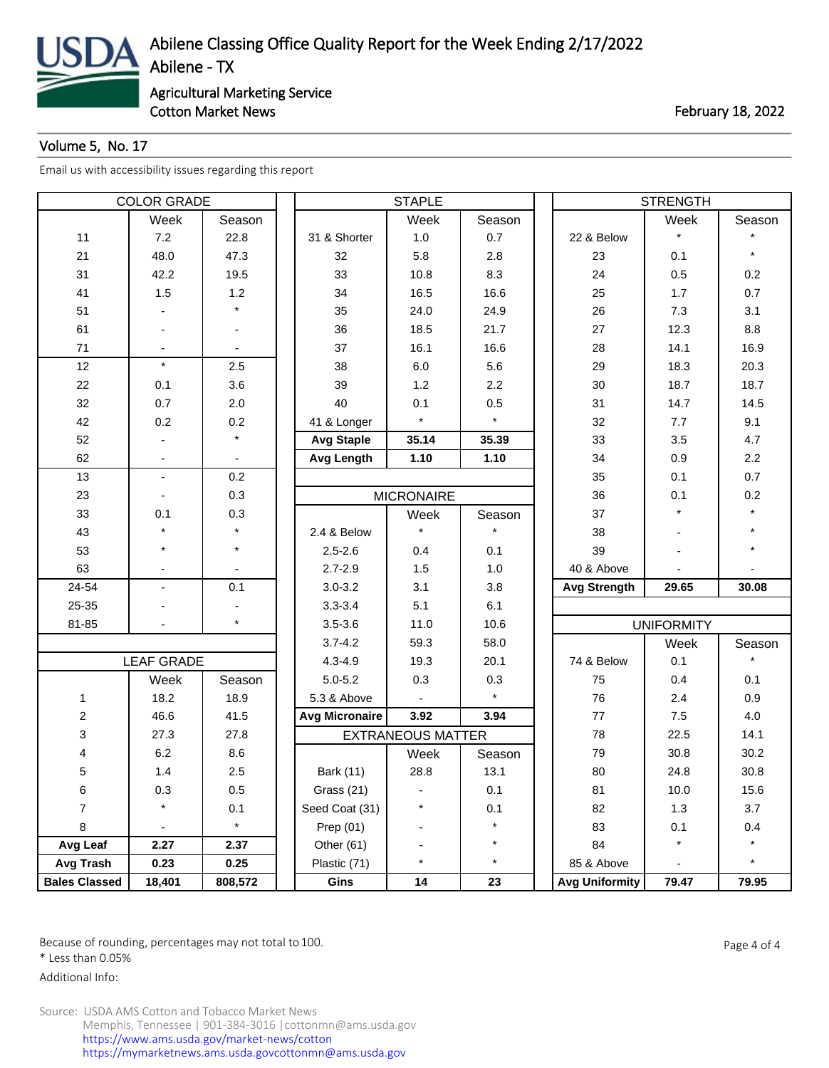# Abilene Classing Office Quality Report for the Week Ending 2/17/2022

Abilene - TX

Agricultural Marketing Service
Cotton Market News

February 18, 2022

Volume 5, No. 17

Email us with accessibility issues regarding this report

## COLOR GRADE

| | Week | Season |
|---|---|---|
| 11 | 7.2 | 22.8 |
| 21 | 48.0 | 47.3 |
| 31 | 42.2 | 19.5 |
| 41 | 1.5 | 1.2 |
| 51 | - | * |
| 61 | - | - |
| 71 | - | - |
| 12 | * | 2.5 |
| 22 | 0.1 | 3.6 |
| 32 | 0.7 | 2.0 |
| 42 | 0.2 | 0.2 |
| 52 | - | * |
| 62 | - | - |
| 13 | - | 0.2 |
| 23 | - | 0.3 |
| 33 | 0.1 | 0.3 |
| 43 | * | * |
| 53 | * | * |
| 63 | - | - |
| 24-54 | - | 0.1 |
| 25-35 | - | - |
| 81-85 | - | * |

## LEAF GRADE

| | Week | Season |
|---|---|---|
| 1 | 18.2 | 18.9 |
| 2 | 46.6 | 41.5 |
| 3 | 27.3 | 27.8 |
| 4 | 6.2 | 8.6 |
| 5 | 1.4 | 2.5 |
| 6 | 0.3 | 0.5 |
| 7 | * | 0.1 |
| 8 | - | * |
| **Avg Leaf** | **2.27** | **2.37** |
| **Avg Trash** | **0.23** | **0.25** |
| **Bales Classed** | **18,401** | **808,572** |

## STAPLE

| | Week | Season |
|---|---|---|
| 31 & Shorter | 1.0 | 0.7 |
| 32 | 5.8 | 2.8 |
| 33 | 10.8 | 8.3 |
| 34 | 16.5 | 16.6 |
| 35 | 24.0 | 24.9 |
| 36 | 18.5 | 21.7 |
| 37 | 16.1 | 16.6 |
| 38 | 6.0 | 5.6 |
| 39 | 1.2 | 2.2 |
| 40 | 0.1 | 0.5 |
| 41 & Longer | * | * |
| **Avg Staple** | **35.14** | **35.39** |
| **Avg Length** | **1.10** | **1.10** |

## MICRONAIRE

| | Week | Season |
|---|---|---|
| 2.4 & Below | * | * |
| 2.5-2.6 | 0.4 | 0.1 |
| 2.7-2.9 | 1.5 | 1.0 |
| 3.0-3.2 | 3.1 | 3.8 |
| 3.3-3.4 | 5.1 | 6.1 |
| 3.5-3.6 | 11.0 | 10.6 |
| 3.7-4.2 | 59.3 | 58.0 |
| 4.3-4.9 | 19.3 | 20.1 |
| 5.0-5.2 | 0.3 | 0.3 |
| 5.3 & Above | - | * |
| **Avg Micronaire** | **3.92** | **3.94** |

## EXTRANEOUS MATTER

| | Week | Season |
|---|---|---|
| Bark (11) | 28.8 | 13.1 |
| Grass (21) | - | 0.1 |
| Seed Coat (31) | * | 0.1 |
| Prep (01) | - | * |
| Other (61) | - | * |
| Plastic (71) | * | * |
| **Gins** | **14** | **23** |

## STRENGTH

| | Week | Season |
|---|---|---|
| 22 & Below | * | * |
| 23 | 0.1 | * |
| 24 | 0.5 | 0.2 |
| 25 | 1.7 | 0.7 |
| 26 | 7.3 | 3.1 |
| 27 | 12.3 | 8.8 |
| 28 | 14.1 | 16.9 |
| 29 | 18.3 | 20.3 |
| 30 | 18.7 | 18.7 |
| 31 | 14.7 | 14.5 |
| 32 | 7.7 | 9.1 |
| 33 | 3.5 | 4.7 |
| 34 | 0.9 | 2.2 |
| 35 | 0.1 | 0.7 |
| 36 | 0.1 | 0.2 |
| 37 | * | * |
| 38 | - | * |
| 39 | - | * |
| 40 & Above | - | - |
| **Avg Strength** | **29.65** | **30.08** |

## UNIFORMITY

| | Week | Season |
|---|---|---|
| 74 & Below | 0.1 | * |
| 75 | 0.4 | 0.1 |
| 76 | 2.4 | 0.9 |
| 77 | 7.5 | 4.0 |
| 78 | 22.5 | 14.1 |
| 79 | 30.8 | 30.2 |
| 80 | 24.8 | 30.8 |
| 81 | 10.0 | 15.6 |
| 82 | 1.3 | 3.7 |
| 83 | 0.1 | 0.4 |
| 84 | * | * |
| 85 & Above | - | * |
| **Avg Uniformity** | **79.47** | **79.95** |

Because of rounding, percentages may not total to 100.

* Less than 0.05%

Additional Info:

Source: USDA AMS Cotton and Tobacco Market News
Memphis, Tennessee | 901-384-3016 | cottonmn@ams.usda.gov
https://www.ams.usda.gov/market-news/cotton
https://mymarketnews.ams.usda.govcottonmn@ams.usda.gov